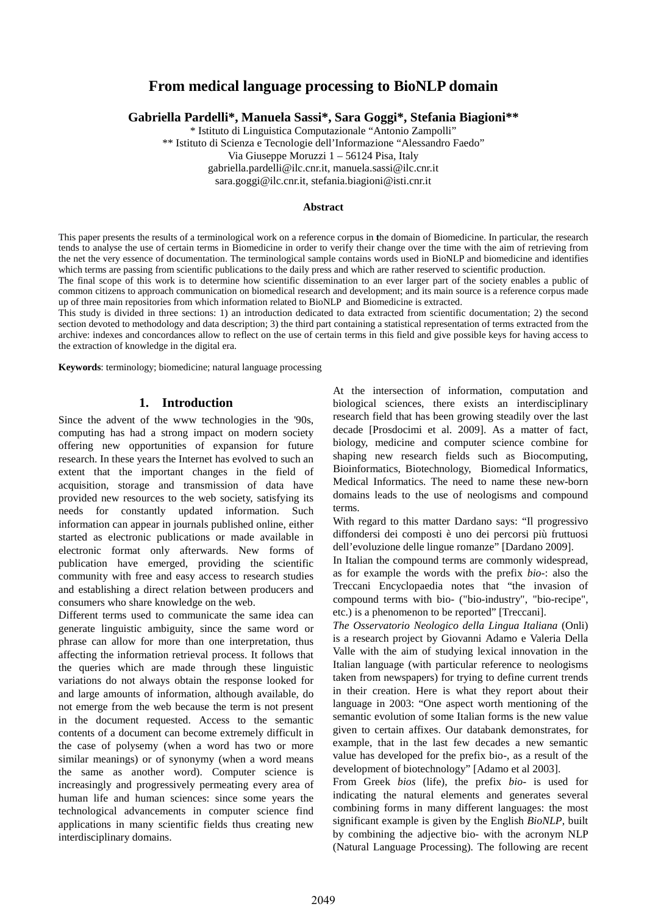# From medical language processing to BioNLP domain

**Gabriella Pardelli\*, Manuela Sassi\*, Sara Goggi\*, Stefania Biagioni\*\***

\* Istituto di Linguistica Computazionale "Antonio Zampolli"
\*\* Istituto di Scienza e Tecnologie dell'Informazione "Alessandro Faedo"
Via Giuseppe Moruzzi 1 – 56124 Pisa, Italy
gabriella.pardelli@ilc.cnr.it, manuela.sassi@ilc.cnr.it
sara.goggi@ilc.cnr.it, stefania.biagioni@isti.cnr.it

**Abstract**

This paper presents the results of a terminological work on a reference corpus in the domain of Biomedicine. In particular, the research tends to analyse the use of certain terms in Biomedicine in order to verify their change over the time with the aim of retrieving from the net the very essence of documentation. The terminological sample contains words used in BioNLP and biomedicine and identifies which terms are passing from scientific publications to the daily press and which are rather reserved to scientific production.
The final scope of this work is to determine how scientific dissemination to an ever larger part of the society enables a public of common citizens to approach communication on biomedical research and development; and its main source is a reference corpus made up of three main repositories from which information related to BioNLP and Biomedicine is extracted.
This study is divided in three sections: 1) an introduction dedicated to data extracted from scientific documentation; 2) the second section devoted to methodology and data description; 3) the third part containing a statistical representation of terms extracted from the archive: indexes and concordances allow to reflect on the use of certain terms in this field and give possible keys for having access to the extraction of knowledge in the digital era.

**Keywords**: terminology; biomedicine; natural language processing

## 1. Introduction

Since the advent of the www technologies in the '90s, computing has had a strong impact on modern society offering new opportunities of expansion for future research. In these years the Internet has evolved to such an extent that the important changes in the field of acquisition, storage and transmission of data have provided new resources to the web society, satisfying its needs for constantly updated information. Such information can appear in journals published online, either started as electronic publications or made available in electronic format only afterwards. New forms of publication have emerged, providing the scientific community with free and easy access to research studies and establishing a direct relation between producers and consumers who share knowledge on the web.

Different terms used to communicate the same idea can generate linguistic ambiguity, since the same word or phrase can allow for more than one interpretation, thus affecting the information retrieval process. It follows that the queries which are made through these linguistic variations do not always obtain the response looked for and large amounts of information, although available, do not emerge from the web because the term is not present in the document requested. Access to the semantic contents of a document can become extremely difficult in the case of polysemy (when a word has two or more similar meanings) or of synonymy (when a word means the same as another word). Computer science is increasingly and progressively permeating every area of human life and human sciences: since some years the technological advancements in computer science find applications in many scientific fields thus creating new interdisciplinary domains.

At the intersection of information, computation and biological sciences, there exists an interdisciplinary research field that has been growing steadily over the last decade [Prosdocimi et al. 2009]. As a matter of fact, biology, medicine and computer science combine for shaping new research fields such as Biocomputing, Bioinformatics, Biotechnology, Biomedical Informatics, Medical Informatics. The need to name these new-born domains leads to the use of neologisms and compound terms.

With regard to this matter Dardano says: "Il progressivo diffondersi dei composti è uno dei percorsi più fruttuosi dell'evoluzione delle lingue romanze" [Dardano 2009].

In Italian the compound terms are commonly widespread, as for example the words with the prefix *bio-*: also the Treccani Encyclopaedia notes that "the invasion of compound terms with bio- ("bio-industry", "bio-recipe", etc.) is a phenomenon to be reported" [Treccani].

*The Osservatorio Neologico della Lingua Italiana* (Onli) is a research project by Giovanni Adamo e Valeria Della Valle with the aim of studying lexical innovation in the Italian language (with particular reference to neologisms taken from newspapers) for trying to define current trends in their creation. Here is what they report about their language in 2003: "One aspect worth mentioning of the semantic evolution of some Italian forms is the new value given to certain affixes. Our databank demonstrates, for example, that in the last few decades a new semantic value has developed for the prefix bio-, as a result of the development of biotechnology" [Adamo et al 2003].

From Greek *bios* (life), the prefix *bio-* is used for indicating the natural elements and generates several combining forms in many different languages: the most significant example is given by the English *BioNLP*, built by combining the adjective bio- with the acronym NLP (Natural Language Processing). The following are recent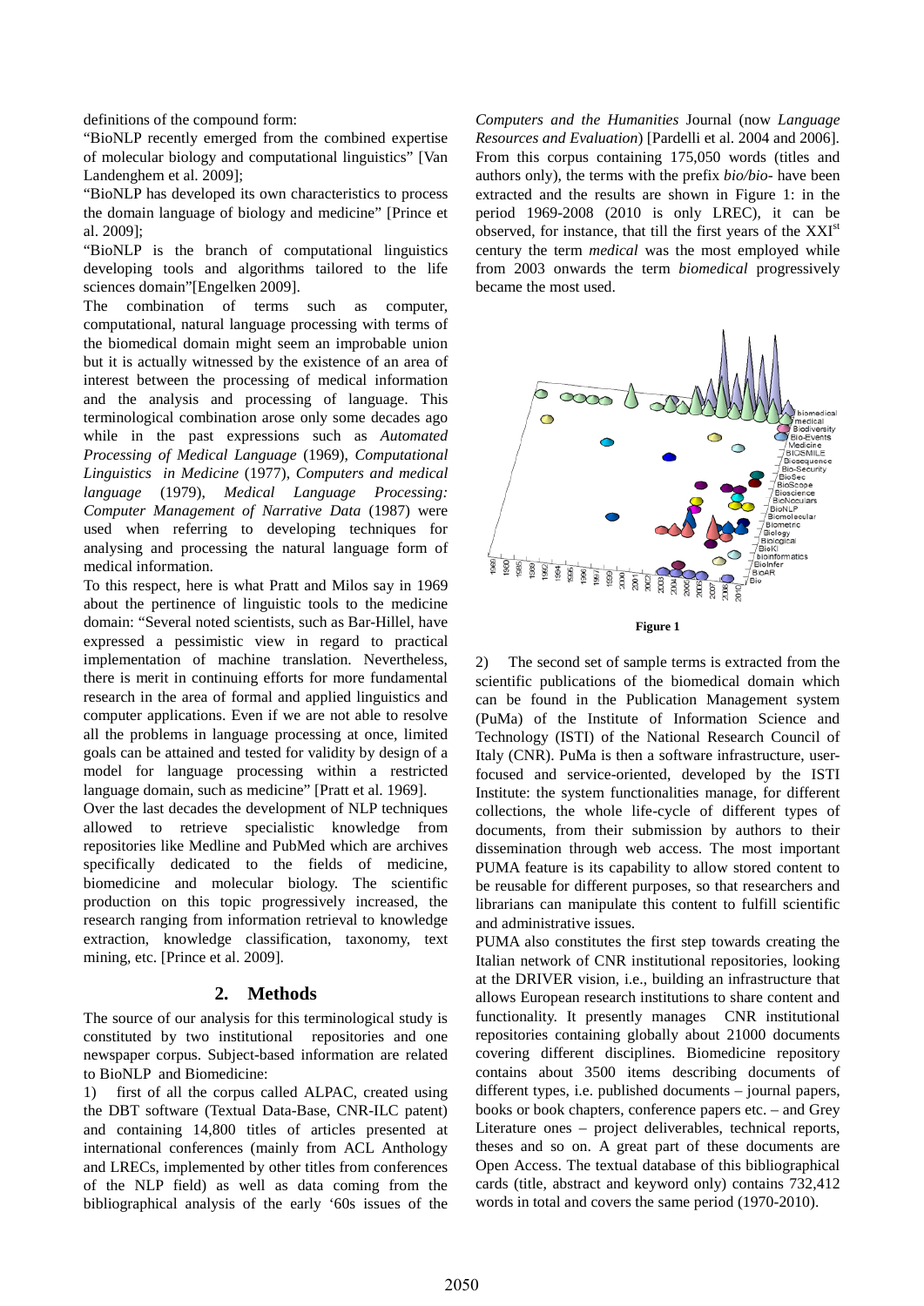definitions of the compound form:

"BioNLP recently emerged from the combined expertise of molecular biology and computational linguistics" [Van Landenghem et al. 2009];

"BioNLP has developed its own characteristics to process the domain language of biology and medicine" [Prince et al. 2009];

"BioNLP is the branch of computational linguistics developing tools and algorithms tailored to the life sciences domain"[Engelken 2009].

The combination of terms such as computer, computational, natural language processing with terms of the biomedical domain might seem an improbable union but it is actually witnessed by the existence of an area of interest between the processing of medical information and the analysis and processing of language. This terminological combination arose only some decades ago while in the past expressions such as *Automated Processing of Medical Language* (1969), *Computational Linguistics in Medicine* (1977), *Computers and medical language* (1979), *Medical Language Processing: Computer Management of Narrative Data* (1987) were used when referring to developing techniques for analysing and processing the natural language form of medical information.

To this respect, here is what Pratt and Milos say in 1969 about the pertinence of linguistic tools to the medicine domain: "Several noted scientists, such as Bar-Hillel, have expressed a pessimistic view in regard to practical implementation of machine translation. Nevertheless, there is merit in continuing efforts for more fundamental research in the area of formal and applied linguistics and computer applications. Even if we are not able to resolve all the problems in language processing at once, limited goals can be attained and tested for validity by design of a model for language processing within a restricted language domain, such as medicine" [Pratt et al. 1969].

Over the last decades the development of NLP techniques allowed to retrieve specialistic knowledge from repositories like Medline and PubMed which are archives specifically dedicated to the fields of medicine, biomedicine and molecular biology. The scientific production on this topic progressively increased, the research ranging from information retrieval to knowledge extraction, knowledge classification, taxonomy, text mining, etc. [Prince et al. 2009].

## 2. Methods

The source of our analysis for this terminological study is constituted by two institutional repositories and one newspaper corpus. Subject-based information are related to BioNLP and Biomedicine:

1) first of all the corpus called ALPAC, created using the DBT software (Textual Data-Base, CNR-ILC patent) and containing 14,800 titles of articles presented at international conferences (mainly from ACL Anthology and LRECs, implemented by other titles from conferences of the NLP field) as well as data coming from the bibliographical analysis of the early '60s issues of the *Computers and the Humanities* Journal (now *Language Resources and Evaluation*) [Pardelli et al. 2004 and 2006]. From this corpus containing 175,050 words (titles and authors only), the terms with the prefix *bio/bio-* have been extracted and the results are shown in Figure 1: in the period 1969-2008 (2010 is only LREC), it can be observed, for instance, that till the first years of the XXI[st] century the term *medical* was the most employed while from 2003 onwards the term *biomedical* progressively became the most used.

**Figure 1**

2) The second set of sample terms is extracted from the scientific publications of the biomedical domain which can be found in the Publication Management system (PuMa) of the Institute of Information Science and Technology (ISTI) of the National Research Council of Italy (CNR). PuMa is then a software infrastructure, user-focused and service-oriented, developed by the ISTI Institute: the system functionalities manage, for different collections, the whole life-cycle of different types of documents, from their submission by authors to their dissemination through web access. The most important PUMA feature is its capability to allow stored content to be reusable for different purposes, so that researchers and librarians can manipulate this content to fulfill scientific and administrative issues.

PUMA also constitutes the first step towards creating the Italian network of CNR institutional repositories, looking at the DRIVER vision, i.e., building an infrastructure that allows European research institutions to share content and functionality. It presently manages CNR institutional repositories containing globally about 21000 documents covering different disciplines. Biomedicine repository contains about 3500 items describing documents of different types, i.e. published documents – journal papers, books or book chapters, conference papers etc. – and Grey Literature ones – project deliverables, technical reports, theses and so on. A great part of these documents are Open Access. The textual database of this bibliographical cards (title, abstract and keyword only) contains 732,412 words in total and covers the same period (1970-2010).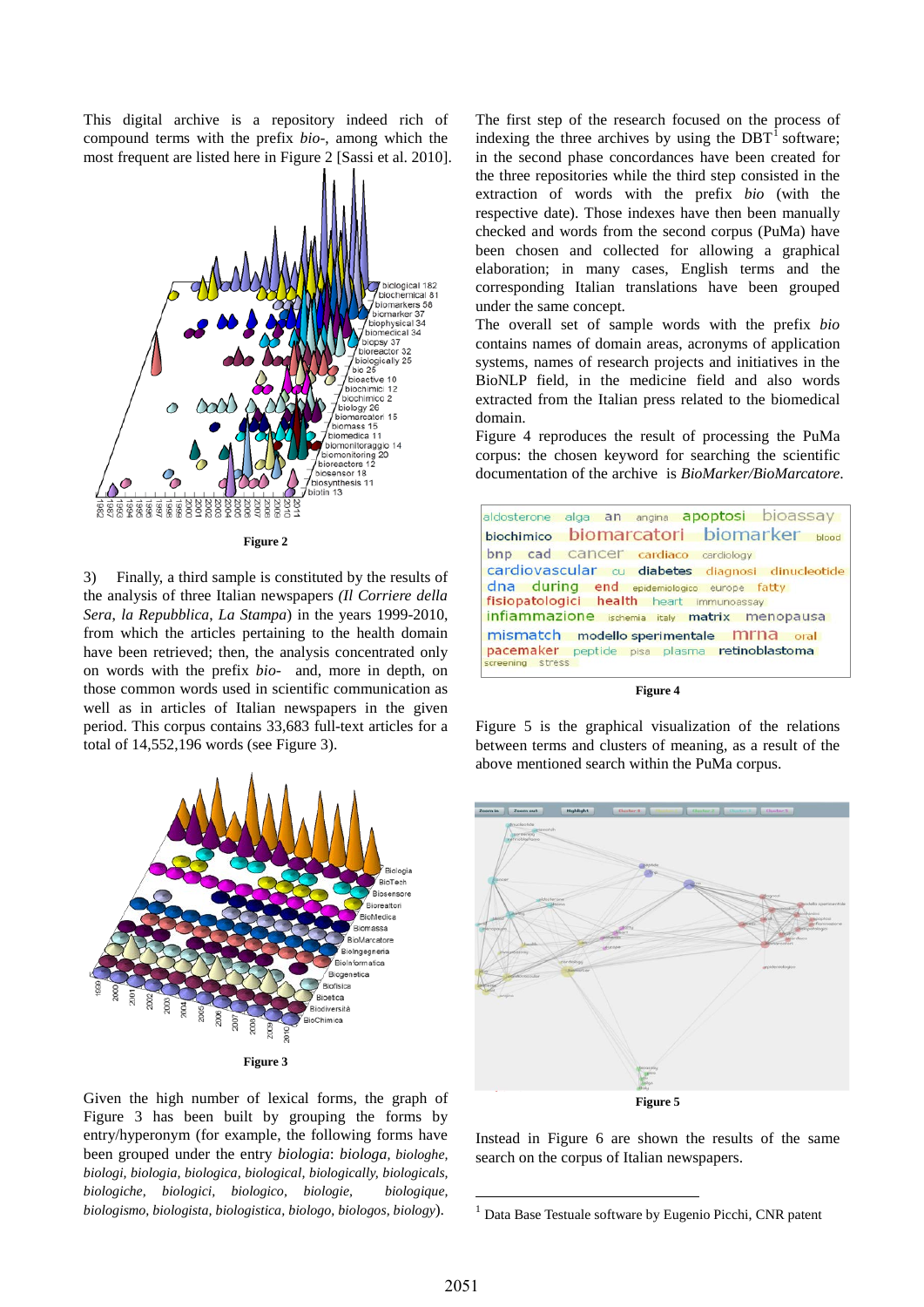This digital archive is a repository indeed rich of compound terms with the prefix *bio-*, among which the most frequent are listed here in Figure 2 [Sassi et al. 2010].

Figure 2

3) Finally, a third sample is constituted by the results of the analysis of three Italian newspapers *(Il Corriere della Sera*, *la Repubblica*, *La Stampa*) in the years 1999-2010, from which the articles pertaining to the health domain have been retrieved; then, the analysis concentrated only on words with the prefix *bio-* and, more in depth, on those common words used in scientific communication as well as in articles of Italian newspapers in the given period. This corpus contains 33,683 full-text articles for a total of 14,552,196 words (see Figure 3).

Figure 3

Given the high number of lexical forms, the graph of Figure 3 has been built by grouping the forms by entry/hyperonym (for example, the following forms have been grouped under the entry *biologia*: *biologa, biologhe, biologi, biologia, biologica, biologically, biologicals, biologiche, biologici, biologico, biologie, biologique, biologismo, biologista, biologistica, biologo, biologos, biology*).

The first step of the research focused on the process of indexing the three archives by using the DBT[1] software; in the second phase concordances have been created for the three repositories while the third step consisted in the extraction of words with the prefix *bio* (with the respective date). Those indexes have then been manually checked and words from the second corpus (PuMa) have been chosen and collected for allowing a graphical elaboration; in many cases, English terms and the corresponding Italian translations have been grouped under the same concept.

The overall set of sample words with the prefix *bio* contains names of domain areas, acronyms of application systems, names of research projects and initiatives in the BioNLP field, in the medicine field and also words extracted from the Italian press related to the biomedical domain.

Figure 4 reproduces the result of processing the PuMa corpus: the chosen keyword for searching the scientific documentation of the archive is *BioMarker/BioMarcatore*.

Figure 4

Figure 5 is the graphical visualization of the relations between terms and clusters of meaning, as a result of the above mentioned search within the PuMa corpus.

Figure 5

Instead in Figure 6 are shown the results of the same search on the corpus of Italian newspapers.

[1] Data Base Testuale software by Eugenio Picchi, CNR patent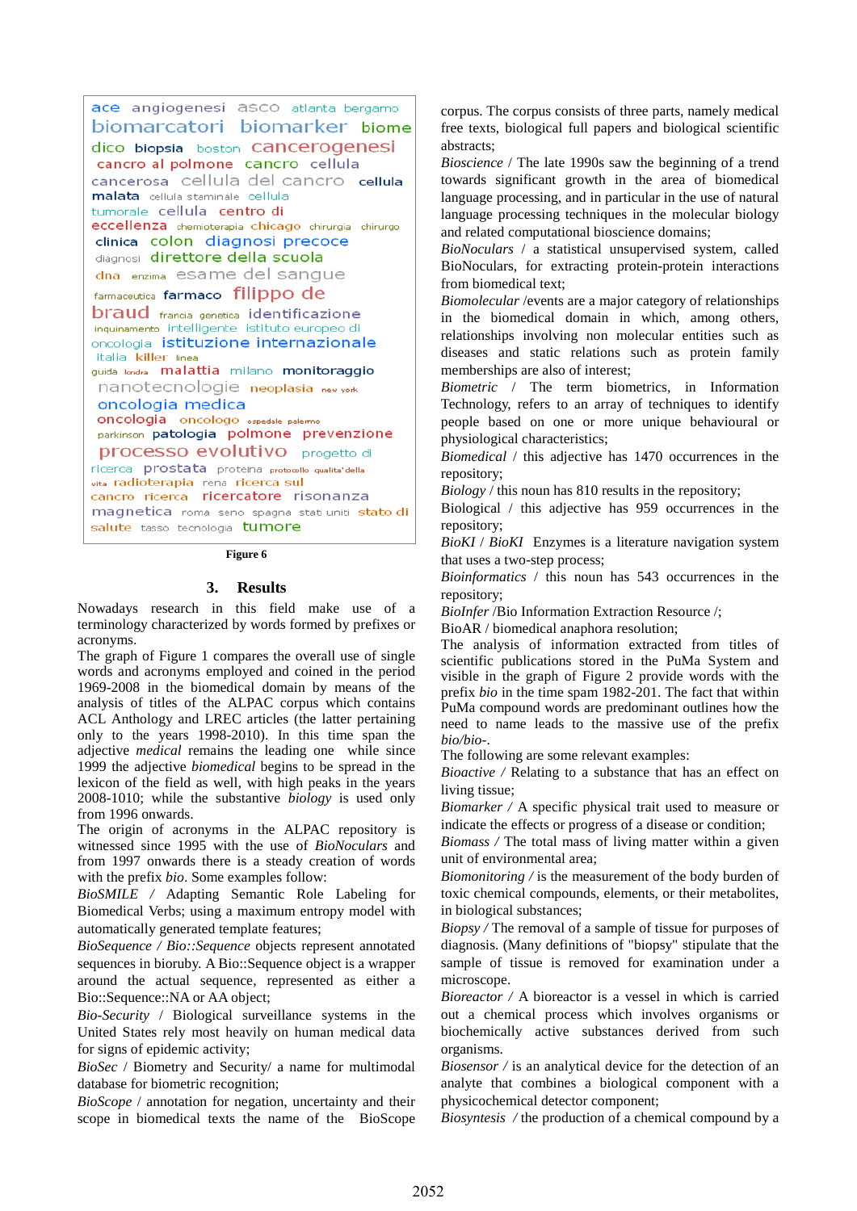ace angiogenesi asco atlanta bergamo biomarcatori biomarker biome dico biopsia boston cancerogenesi cancro al polmone cancro cellula cancerosa cellula del cancro cellula malata cellula staminale cellula tumorale cellula centro di eccellenza chemioterapia chicago chirurgia chirurgo clinica colon diagnosi precoce diagnosi direttore della scuola dna enzima esame del sangue farmaceutica farmaco filippo de braud francia genetica identificazione inquinamento intelligente istituto europeo di oncologia istituzione internazionale italia killer linea guida londra malattia milano monitoraggio nanotecnologie neoplasia new york oncologia medica oncologia oncologo ospedale palermo parkinson patologia polmone prevenzione processo evolutivo progetto di ricerca prostata proteina protocollo qualita'della vita radioterapia rena ricerca sul cancro ricerca ricercatore risonanza magnetica roma seno spagna stati uniti stato di salute tasso tecnologia tumore

**Figure 6**

## 3. Results

Nowadays research in this field make use of a terminology characterized by words formed by prefixes or acronyms.

The graph of Figure 1 compares the overall use of single words and acronyms employed and coined in the period 1969-2008 in the biomedical domain by means of the analysis of titles of the ALPAC corpus which contains ACL Anthology and LREC articles (the latter pertaining only to the years 1998-2010). In this time span the adjective *medical* remains the leading one while since 1999 the adjective *biomedical* begins to be spread in the lexicon of the field as well, with high peaks in the years 2008-1010; while the substantive *biology* is used only from 1996 onwards.

The origin of acronyms in the ALPAC repository is witnessed since 1995 with the use of *BioNoculars* and from 1997 onwards there is a steady creation of words with the prefix *bio*. Some examples follow:

*BioSMILE* / Adapting Semantic Role Labeling for Biomedical Verbs; using a maximum entropy model with automatically generated template features;

*BioSequence* / *Bio::Sequence* objects represent annotated sequences in bioruby. A Bio::Sequence object is a wrapper around the actual sequence, represented as either a Bio::Sequence::NA or AA object;

*Bio-Security* / Biological surveillance systems in the United States rely most heavily on human medical data for signs of epidemic activity;

*BioSec* / Biometry and Security/ a name for multimodal database for biometric recognition;

*BioScope* / annotation for negation, uncertainty and their scope in biomedical texts the name of the BioScope corpus. The corpus consists of three parts, namely medical free texts, biological full papers and biological scientific abstracts;

*Bioscience* / The late 1990s saw the beginning of a trend towards significant growth in the area of biomedical language processing, and in particular in the use of natural language processing techniques in the molecular biology and related computational bioscience domains;

*BioNoculars* / a statistical unsupervised system, called BioNoculars, for extracting protein-protein interactions from biomedical text;

*Biomolecular* /events are a major category of relationships in the biomedical domain in which, among others, relationships involving non molecular entities such as diseases and static relations such as protein family memberships are also of interest;

*Biometric* / The term biometrics, in Information Technology, refers to an array of techniques to identify people based on one or more unique behavioural or physiological characteristics;

*Biomedical* / this adjective has 1470 occurrences in the repository;

*Biology* / this noun has 810 results in the repository;

Biological / this adjective has 959 occurrences in the repository;

*BioKI* / *BioKI* Enzymes is a literature navigation system that uses a two-step process;

*Bioinformatics* / this noun has 543 occurrences in the repository;

*BioInfer* /Bio Information Extraction Resource /;

BioAR / biomedical anaphora resolution;

The analysis of information extracted from titles of scientific publications stored in the PuMa System and visible in the graph of Figure 2 provide words with the prefix *bio* in the time spam 1982-201. The fact that within PuMa compound words are predominant outlines how the need to name leads to the massive use of the prefix *bio/bio-*.

The following are some relevant examples:

*Bioactive /* Relating to a substance that has an effect on living tissue;

*Biomarker /* A specific physical trait used to measure or indicate the effects or progress of a disease or condition;

*Biomass /* The total mass of living matter within a given unit of environmental area;

*Biomonitoring /* is the measurement of the body burden of toxic chemical compounds, elements, or their metabolites, in biological substances;

*Biopsy /* The removal of a sample of tissue for purposes of diagnosis. (Many definitions of "biopsy" stipulate that the sample of tissue is removed for examination under a microscope.

*Bioreactor /* A bioreactor is a vessel in which is carried out a chemical process which involves organisms or biochemically active substances derived from such organisms.

*Biosensor /* is an analytical device for the detection of an analyte that combines a biological component with a physicochemical detector component;

*Biosyntesis /* the production of a chemical compound by a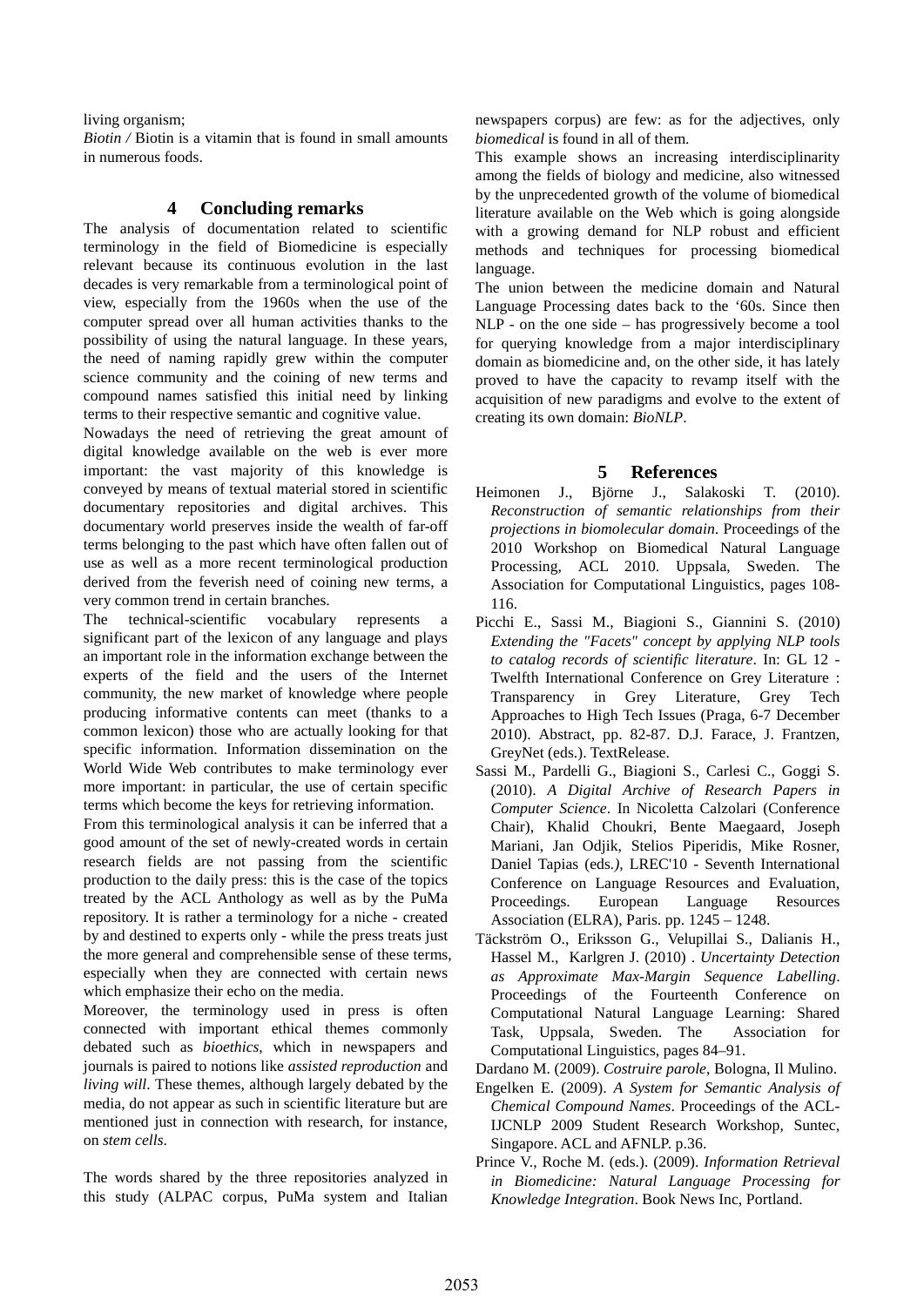living organism;

*Biotin /* Biotin is a vitamin that is found in small amounts in numerous foods.

## 4 Concluding remarks

The analysis of documentation related to scientific terminology in the field of Biomedicine is especially relevant because its continuous evolution in the last decades is very remarkable from a terminological point of view, especially from the 1960s when the use of the computer spread over all human activities thanks to the possibility of using the natural language. In these years, the need of naming rapidly grew within the computer science community and the coining of new terms and compound names satisfied this initial need by linking terms to their respective semantic and cognitive value.

Nowadays the need of retrieving the great amount of digital knowledge available on the web is ever more important: the vast majority of this knowledge is conveyed by means of textual material stored in scientific documentary repositories and digital archives. This documentary world preserves inside the wealth of far-off terms belonging to the past which have often fallen out of use as well as a more recent terminological production derived from the feverish need of coining new terms, a very common trend in certain branches.

The technical-scientific vocabulary represents a significant part of the lexicon of any language and plays an important role in the information exchange between the experts of the field and the users of the Internet community, the new market of knowledge where people producing informative contents can meet (thanks to a common lexicon) those who are actually looking for that specific information. Information dissemination on the World Wide Web contributes to make terminology ever more important: in particular, the use of certain specific terms which become the keys for retrieving information.

From this terminological analysis it can be inferred that a good amount of the set of newly-created words in certain research fields are not passing from the scientific production to the daily press: this is the case of the topics treated by the ACL Anthology as well as by the PuMa repository. It is rather a terminology for a niche - created by and destined to experts only - while the press treats just the more general and comprehensible sense of these terms, especially when they are connected with certain news which emphasize their echo on the media.

Moreover, the terminology used in press is often connected with important ethical themes commonly debated such as *bioethics*, which in newspapers and journals is paired to notions like *assisted reproduction* and *living will*. These themes, although largely debated by the media, do not appear as such in scientific literature but are mentioned just in connection with research, for instance, on *stem cells*.

The words shared by the three repositories analyzed in this study (ALPAC corpus, PuMa system and Italian newspapers corpus) are few: as for the adjectives, only *biomedical* is found in all of them.

This example shows an increasing interdisciplinarity among the fields of biology and medicine, also witnessed by the unprecedented growth of the volume of biomedical literature available on the Web which is going alongside with a growing demand for NLP robust and efficient methods and techniques for processing biomedical language.

The union between the medicine domain and Natural Language Processing dates back to the '60s. Since then NLP - on the one side – has progressively become a tool for querying knowledge from a major interdisciplinary domain as biomedicine and, on the other side, it has lately proved to have the capacity to revamp itself with the acquisition of new paradigms and evolve to the extent of creating its own domain: *BioNLP*.

## 5 References

Heimonen J., Björne J., Salakoski T. (2010). *Reconstruction of semantic relationships from their projections in biomolecular domain*. Proceedings of the 2010 Workshop on Biomedical Natural Language Processing, ACL 2010. Uppsala, Sweden. The Association for Computational Linguistics, pages 108-116.

Picchi E., Sassi M., Biagioni S., Giannini S. (2010) *Extending the "Facets" concept by applying NLP tools to catalog records of scientific literature*. In: GL 12 - Twelfth International Conference on Grey Literature : Transparency in Grey Literature, Grey Tech Approaches to High Tech Issues (Praga, 6-7 December 2010). Abstract, pp. 82-87. D.J. Farace, J. Frantzen, GreyNet (eds.). TextRelease.

Sassi M., Pardelli G., Biagioni S., Carlesi C., Goggi S. (2010). *A Digital Archive of Research Papers in Computer Science*. In Nicoletta Calzolari (Conference Chair), Khalid Choukri, Bente Maegaard, Joseph Mariani, Jan Odjik, Stelios Piperidis, Mike Rosner, Daniel Tapias (eds*.),* LREC'10 - Seventh International Conference on Language Resources and Evaluation, Proceedings. European Language Resources Association (ELRA), Paris. pp. 1245 – 1248.

Täckström O., Eriksson G., Velupillai S., Dalianis H., Hassel M., Karlgren J. (2010) . *Uncertainty Detection as Approximate Max-Margin Sequence Labelling*. Proceedings of the Fourteenth Conference on Computational Natural Language Learning: Shared Task, Uppsala, Sweden. The Association for Computational Linguistics, pages 84–91.

Dardano M. (2009). *Costruire parole*, Bologna, Il Mulino.

Engelken E. (2009). *A System for Semantic Analysis of Chemical Compound Names*. Proceedings of the ACL-IJCNLP 2009 Student Research Workshop, Suntec, Singapore. ACL and AFNLP. p.36.

Prince V., Roche M. (eds.). (2009). *Information Retrieval in Biomedicine: Natural Language Processing for Knowledge Integration*. Book News Inc, Portland.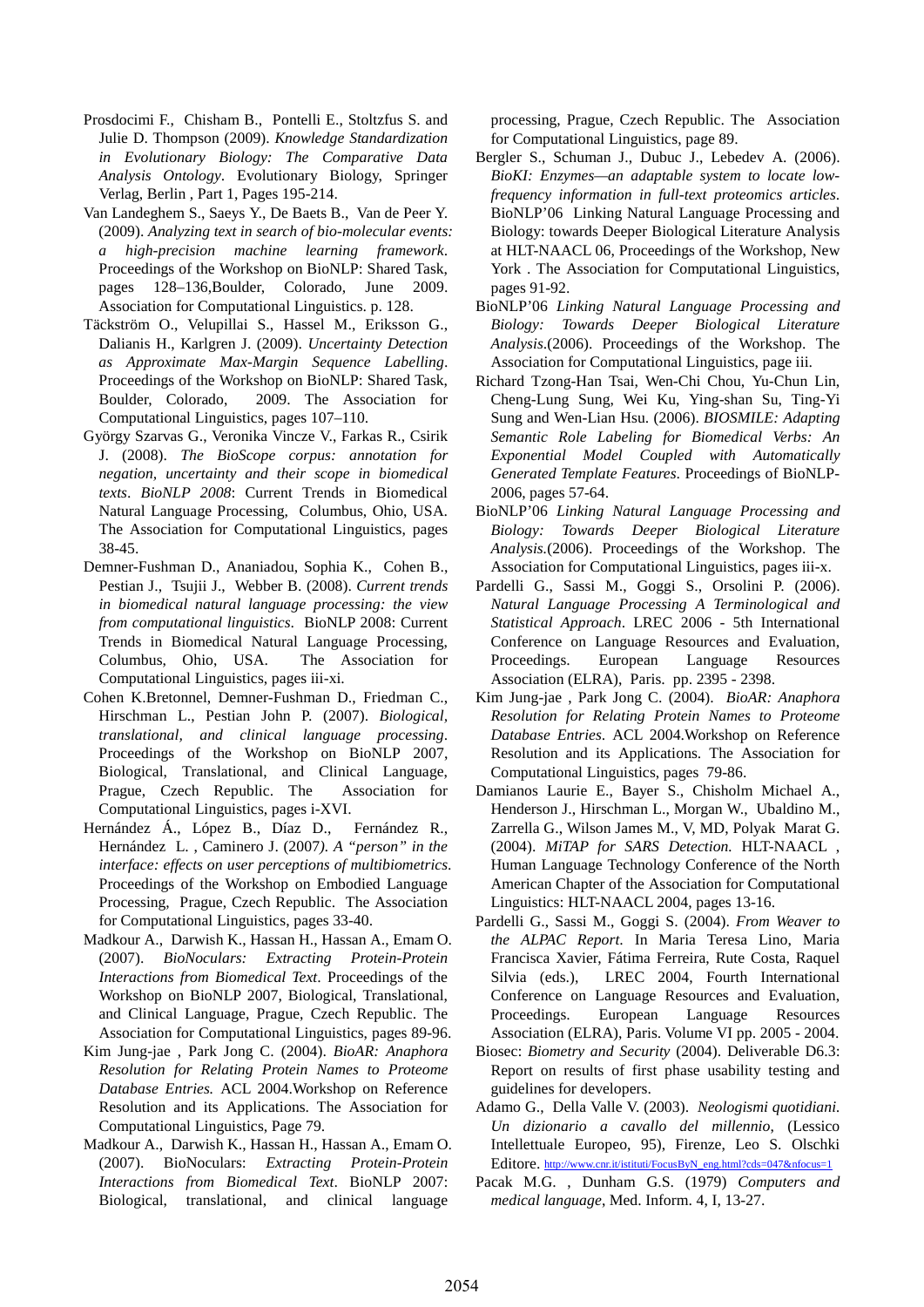Prosdocimi F., Chisham B., Pontelli E., Stoltzfus S. and Julie D. Thompson (2009). *Knowledge Standardization in Evolutionary Biology: The Comparative Data Analysis Ontology*. Evolutionary Biology, Springer Verlag, Berlin , Part 1, Pages 195-214.

Van Landeghem S., Saeys Y., De Baets B., Van de Peer Y. (2009). *Analyzing text in search of bio-molecular events: a high-precision machine learning framework*. Proceedings of the Workshop on BioNLP: Shared Task, pages 128–136,Boulder, Colorado, June 2009. Association for Computational Linguistics. p. 128.

Täckström O., Velupillai S., Hassel M., Eriksson G., Dalianis H., Karlgren J. (2009). *Uncertainty Detection as Approximate Max-Margin Sequence Labelling*. Proceedings of the Workshop on BioNLP: Shared Task, Boulder, Colorado, 2009. The Association for Computational Linguistics, pages 107–110.

György Szarvas G., Veronika Vincze V., Farkas R., Csirik J. (2008). *The BioScope corpus: annotation for negation, uncertainty and their scope in biomedical texts*. *BioNLP 2008*: Current Trends in Biomedical Natural Language Processing, Columbus, Ohio, USA. The Association for Computational Linguistics, pages 38-45.

Demner-Fushman D., Ananiadou, Sophia K., Cohen B., Pestian J., Tsujii J., Webber B. (2008). *Current trends in biomedical natural language processing: the view from computational linguistics.* BioNLP 2008: Current Trends in Biomedical Natural Language Processing, Columbus, Ohio, USA. The Association for Computational Linguistics, pages iii-xi.

Cohen K.Bretonnel, Demner-Fushman D., Friedman C., Hirschman L., Pestian John P. (2007). *Biological, translational, and clinical language processing*. Proceedings of the Workshop on BioNLP 2007, Biological, Translational, and Clinical Language, Prague, Czech Republic. The Association for Computational Linguistics, pages i-XVI.

Hernández Á., López B., Díaz D., Fernández R., Hernández L. , Caminero J. (2007*). A "person" in the interface: effects on user perceptions of multibiometrics*. Proceedings of the Workshop on Embodied Language Processing, Prague, Czech Republic. The Association for Computational Linguistics, pages 33-40.

Madkour A., Darwish K., Hassan H., Hassan A., Emam O. (2007). *BioNoculars: Extracting Protein-Protein Interactions from Biomedical Text*. Proceedings of the Workshop on BioNLP 2007, Biological, Translational, and Clinical Language, Prague, Czech Republic. The Association for Computational Linguistics, pages 89-96.

Kim Jung-jae , Park Jong C. (2004). *BioAR: Anaphora Resolution for Relating Protein Names to Proteome Database Entries.* ACL 2004.Workshop on Reference Resolution and its Applications. The Association for Computational Linguistics, Page 79.

Madkour A., Darwish K., Hassan H., Hassan A., Emam O. (2007). BioNoculars: *Extracting Protein-Protein Interactions from Biomedical Text*. BioNLP 2007: Biological, translational, and clinical language processing, Prague, Czech Republic. The Association for Computational Linguistics, page 89.

Bergler S., Schuman J., Dubuc J., Lebedev A. (2006). *BioKI: Enzymes—an adaptable system to locate low-frequency information in full-text proteomics articles*. BioNLP'06 Linking Natural Language Processing and Biology: towards Deeper Biological Literature Analysis at HLT-NAACL 06, Proceedings of the Workshop, New York . The Association for Computational Linguistics, pages 91-92.

BioNLP'06 *Linking Natural Language Processing and Biology: Towards Deeper Biological Literature Analysis.*(2006). Proceedings of the Workshop. The Association for Computational Linguistics, page iii.

Richard Tzong-Han Tsai, Wen-Chi Chou, Yu-Chun Lin, Cheng-Lung Sung, Wei Ku, Ying-shan Su, Ting-Yi Sung and Wen-Lian Hsu. (2006). *BIOSMILE: Adapting Semantic Role Labeling for Biomedical Verbs: An Exponential Model Coupled with Automatically Generated Template Features*. Proceedings of BioNLP-2006, pages 57-64.

BioNLP'06 *Linking Natural Language Processing and Biology: Towards Deeper Biological Literature Analysis.*(2006). Proceedings of the Workshop. The Association for Computational Linguistics, pages iii-x.

Pardelli G., Sassi M., Goggi S., Orsolini P. (2006). *Natural Language Processing A Terminological and Statistical Approach*. LREC 2006 - 5th International Conference on Language Resources and Evaluation, Proceedings. European Language Resources Association (ELRA), Paris. pp. 2395 - 2398.

Kim Jung-jae , Park Jong C. (2004). *BioAR: Anaphora Resolution for Relating Protein Names to Proteome Database Entries*. ACL 2004.Workshop on Reference Resolution and its Applications. The Association for Computational Linguistics, pages 79-86.

Damianos Laurie E., Bayer S., Chisholm Michael A., Henderson J., Hirschman L., Morgan W., Ubaldino M., Zarrella G., Wilson James M., V, MD, Polyak Marat G. (2004). *MiTAP for SARS Detection.* HLT-NAACL , Human Language Technology Conference of the North American Chapter of the Association for Computational Linguistics: HLT-NAACL 2004, pages 13-16.

Pardelli G., Sassi M., Goggi S. (2004). *From Weaver to the ALPAC Report.* In Maria Teresa Lino, Maria Francisca Xavier, Fátima Ferreira, Rute Costa, Raquel Silvia (eds.), LREC 2004, Fourth International Conference on Language Resources and Evaluation, Proceedings. European Language Resources Association (ELRA), Paris. Volume VI pp. 2005 - 2004.

Biosec: *Biometry and Security* (2004). Deliverable D6.3: Report on results of first phase usability testing and guidelines for developers.

Adamo G., Della Valle V. (2003). *Neologismi quotidiani. Un dizionario a cavallo del millennio*, (Lessico Intellettuale Europeo, 95), Firenze, Leo S. Olschki Editore. http://www.cnr.it/istituti/FocusByN_eng.html?cds=047&nfocus=1

Pacak M.G. , Dunham G.S. (1979) *Computers and medical language*, Med. Inform. 4, I, 13-27.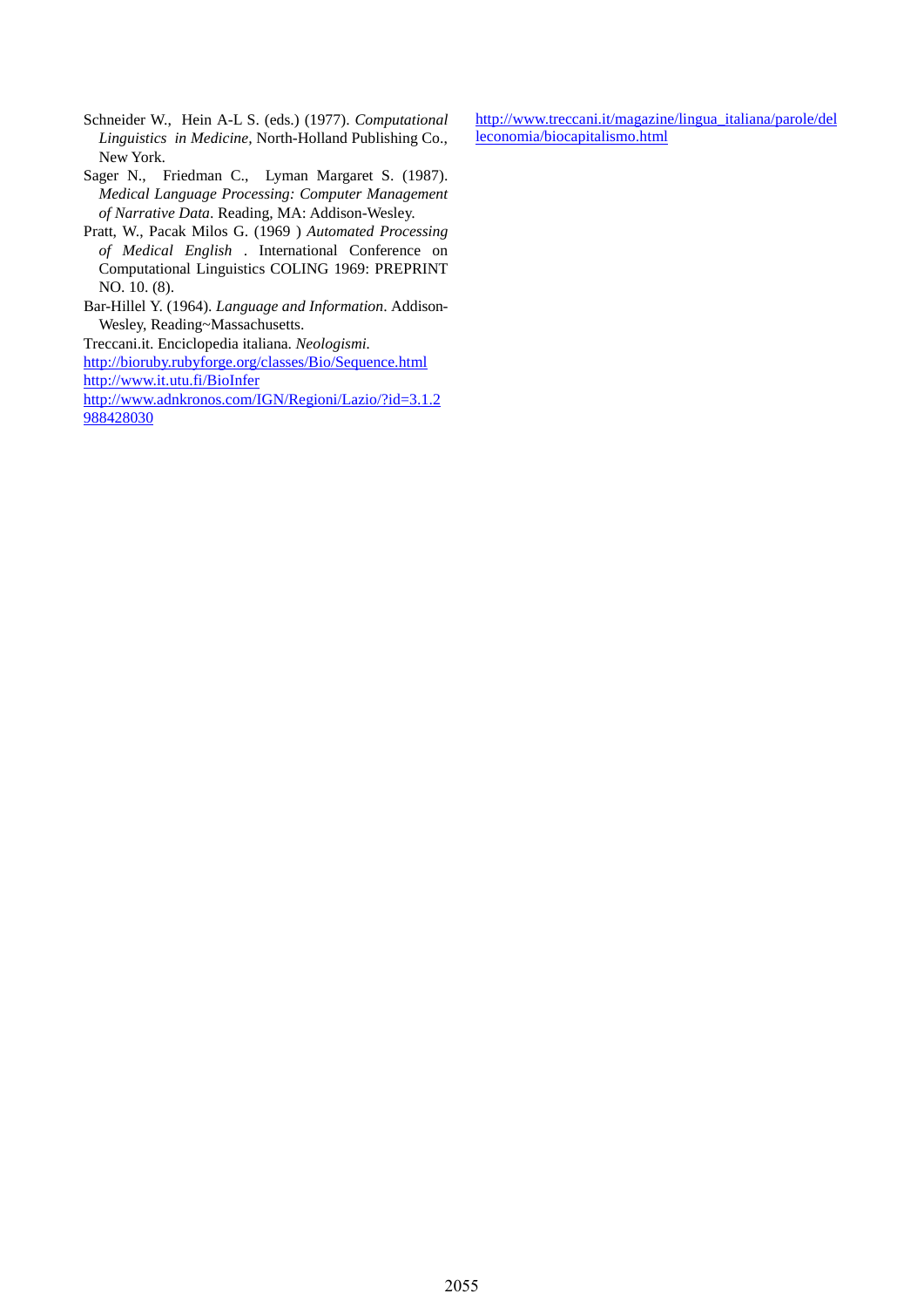Schneider W., Hein A-L S. (eds.) (1977). *Computational Linguistics in Medicine*, North-Holland Publishing Co., New York.

Sager N., Friedman C., Lyman Margaret S. (1987). *Medical Language Processing: Computer Management of Narrative Data*. Reading, MA: Addison-Wesley.

Pratt, W., Pacak Milos G. (1969 ) *Automated Processing of Medical English* . International Conference on Computational Linguistics COLING 1969: PREPRINT NO. 10. (8).

Bar-Hillel Y. (1964). *Language and Information*. Addison-Wesley, Reading~Massachusetts.

Treccani.it. Enciclopedia italiana. *Neologismi.*

http://bioruby.rubyforge.org/classes/Bio/Sequence.html

http://www.it.utu.fi/BioInfer

http://www.adnkronos.com/IGN/Regioni/Lazio/?id=3.1.2988428030

http://www.treccani.it/magazine/lingua_italiana/parole/delleconomia/biocapitalismo.html